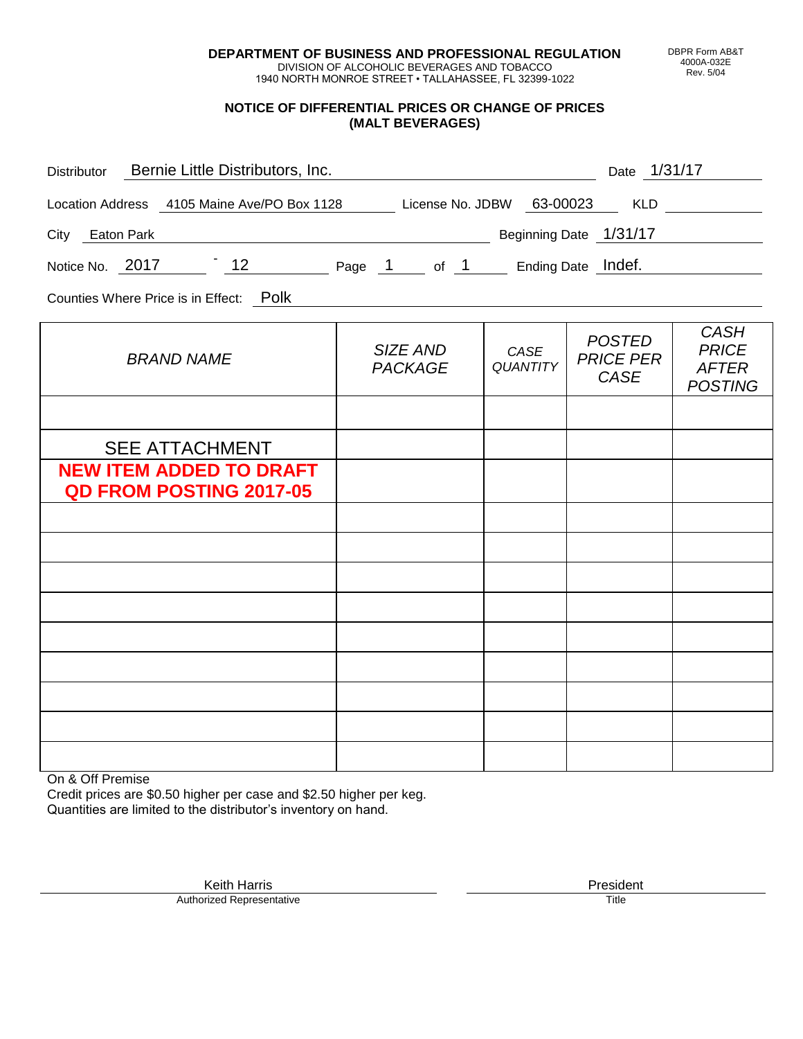**DEPARTMENT OF BUSINESS AND PROFESSIONAL REGULATION**
DIVISION OF ALCOHOLIC BEVERAGES AND TOBACCO
1940 NORTH MONROE STREET • TALLAHASSEE, FL 32399-1022

DBPR Form AB&T
4000A-032E
Rev. 5/04

## NOTICE OF DIFFERENTIAL PRICES OR CHANGE OF PRICES (MALT BEVERAGES)

Distributor: Bernie Little Distributors, Inc. Date: 1/31/17

Location Address: 4105 Maine Ave/PO Box 1128 License No. JDBW 63-00023 KLD

City: Eaton Park Beginning Date: 1/31/17

Notice No. 2017 - 12 Page 1 of 1 Ending Date: Indef.

Counties Where Price is in Effect: Polk

| BRAND NAME | SIZE AND PACKAGE | CASE QUANTITY | POSTED PRICE PER CASE | CASH PRICE AFTER POSTING |
|---|---|---|---|---|
| | | | | |
| SEE ATTACHMENT | | | | |
| **NEW ITEM ADDED TO DRAFT QD FROM POSTING 2017-05** | | | | |
| | | | | |
| | | | | |
| | | | | |
| | | | | |
| | | | | |
| | | | | |
| | | | | |
| | | | | |
| | | | | |

On & Off Premise
Credit prices are $0.50 higher per case and $2.50 higher per keg.
Quantities are limited to the distributor's inventory on hand.

Keith Harris
Authorized Representative

President
Title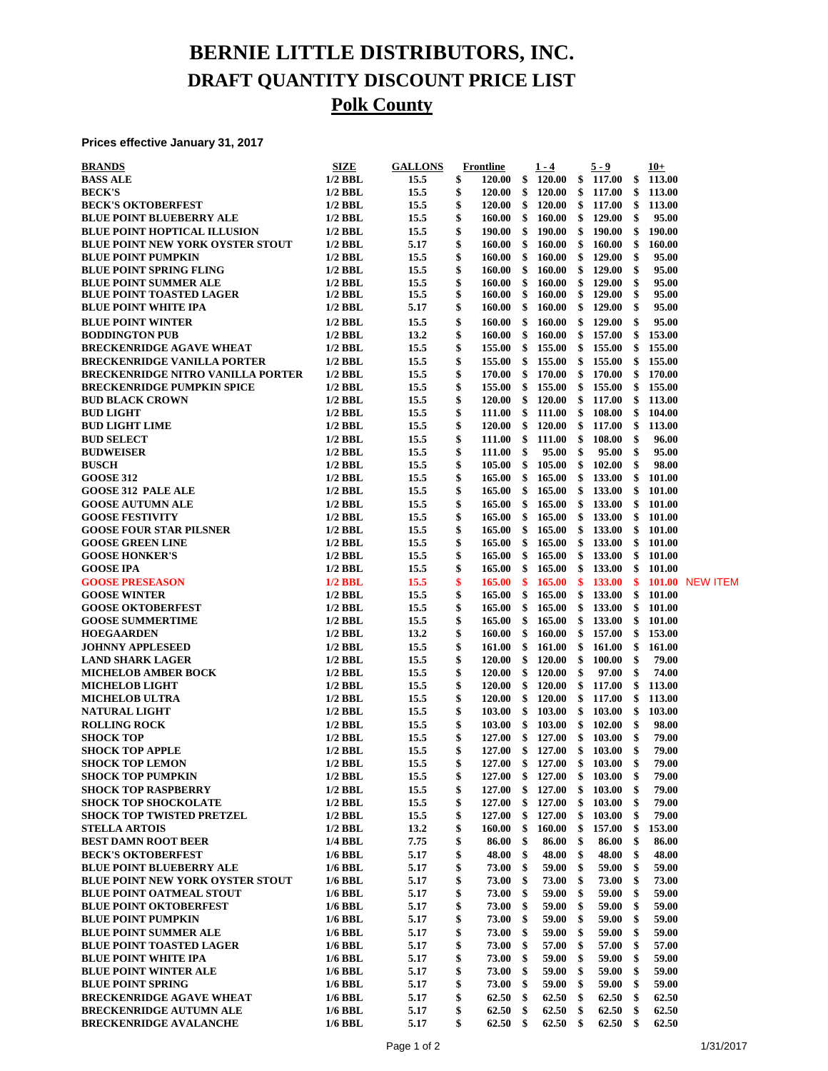# BERNIE LITTLE DISTRIBUTORS, INC.
# DRAFT QUANTITY DISCOUNT PRICE LIST
# Polk County

**Prices effective January 31, 2017**

| BRANDS | SIZE | GALLONS | Frontline | 1 - 4 | 5 - 9 | 10+ | |
|---|---|---|---|---|---|---|---|
| BASS ALE | 1/2 BBL | 15.5 | $ 120.00 | $ 120.00 | $ 117.00 | $ 113.00 | |
| BECK'S | 1/2 BBL | 15.5 | $ 120.00 | $ 120.00 | $ 117.00 | $ 113.00 | |
| BECK'S OKTOBERFEST | 1/2 BBL | 15.5 | $ 120.00 | $ 120.00 | $ 117.00 | $ 113.00 | |
| BLUE POINT BLUEBERRY ALE | 1/2 BBL | 15.5 | $ 160.00 | $ 160.00 | $ 129.00 | $ 95.00 | |
| BLUE POINT HOPTICAL ILLUSION | 1/2 BBL | 15.5 | $ 190.00 | $ 190.00 | $ 190.00 | $ 190.00 | |
| BLUE POINT NEW YORK OYSTER STOUT | 1/2 BBL | 5.17 | $ 160.00 | $ 160.00 | $ 160.00 | $ 160.00 | |
| BLUE POINT PUMPKIN | 1/2 BBL | 15.5 | $ 160.00 | $ 160.00 | $ 129.00 | $ 95.00 | |
| BLUE POINT SPRING FLING | 1/2 BBL | 15.5 | $ 160.00 | $ 160.00 | $ 129.00 | $ 95.00 | |
| BLUE POINT SUMMER ALE | 1/2 BBL | 15.5 | $ 160.00 | $ 160.00 | $ 129.00 | $ 95.00 | |
| BLUE POINT TOASTED LAGER | 1/2 BBL | 15.5 | $ 160.00 | $ 160.00 | $ 129.00 | $ 95.00 | |
| BLUE POINT WHITE IPA | 1/2 BBL | 5.17 | $ 160.00 | $ 160.00 | $ 129.00 | $ 95.00 | |
| BLUE POINT WINTER | 1/2 BBL | 15.5 | $ 160.00 | $ 160.00 | $ 129.00 | $ 95.00 | |
| BODDINGTON PUB | 1/2 BBL | 13.2 | $ 160.00 | $ 160.00 | $ 157.00 | $ 153.00 | |
| BRECKENRIDGE AGAVE WHEAT | 1/2 BBL | 15.5 | $ 155.00 | $ 155.00 | $ 155.00 | $ 155.00 | |
| BRECKENRIDGE VANILLA PORTER | 1/2 BBL | 15.5 | $ 155.00 | $ 155.00 | $ 155.00 | $ 155.00 | |
| BRECKENRIDGE NITRO VANILLA PORTER | 1/2 BBL | 15.5 | $ 170.00 | $ 170.00 | $ 170.00 | $ 170.00 | |
| BRECKENRIDGE PUMPKIN SPICE | 1/2 BBL | 15.5 | $ 155.00 | $ 155.00 | $ 155.00 | $ 155.00 | |
| BUD BLACK CROWN | 1/2 BBL | 15.5 | $ 120.00 | $ 120.00 | $ 117.00 | $ 113.00 | |
| BUD LIGHT | 1/2 BBL | 15.5 | $ 111.00 | $ 111.00 | $ 108.00 | $ 104.00 | |
| BUD LIGHT LIME | 1/2 BBL | 15.5 | $ 120.00 | $ 120.00 | $ 117.00 | $ 113.00 | |
| BUD SELECT | 1/2 BBL | 15.5 | $ 111.00 | $ 111.00 | $ 108.00 | $ 96.00 | |
| BUDWEISER | 1/2 BBL | 15.5 | $ 111.00 | $ 95.00 | $ 95.00 | $ 95.00 | |
| BUSCH | 1/2 BBL | 15.5 | $ 105.00 | $ 105.00 | $ 102.00 | $ 98.00 | |
| GOOSE 312 | 1/2 BBL | 15.5 | $ 165.00 | $ 165.00 | $ 133.00 | $ 101.00 | |
| GOOSE 312 PALE ALE | 1/2 BBL | 15.5 | $ 165.00 | $ 165.00 | $ 133.00 | $ 101.00 | |
| GOOSE AUTUMN ALE | 1/2 BBL | 15.5 | $ 165.00 | $ 165.00 | $ 133.00 | $ 101.00 | |
| GOOSE FESTIVITY | 1/2 BBL | 15.5 | $ 165.00 | $ 165.00 | $ 133.00 | $ 101.00 | |
| GOOSE FOUR STAR PILSNER | 1/2 BBL | 15.5 | $ 165.00 | $ 165.00 | $ 133.00 | $ 101.00 | |
| GOOSE GREEN LINE | 1/2 BBL | 15.5 | $ 165.00 | $ 165.00 | $ 133.00 | $ 101.00 | |
| GOOSE HONKER'S | 1/2 BBL | 15.5 | $ 165.00 | $ 165.00 | $ 133.00 | $ 101.00 | |
| GOOSE IPA | 1/2 BBL | 15.5 | $ 165.00 | $ 165.00 | $ 133.00 | $ 101.00 | |
| GOOSE PRESEASON | 1/2 BBL | 15.5 | $ 165.00 | $ 165.00 | $ 133.00 | $ 101.00 | NEW ITEM |
| GOOSE WINTER | 1/2 BBL | 15.5 | $ 165.00 | $ 165.00 | $ 133.00 | $ 101.00 | |
| GOOSE OKTOBERFEST | 1/2 BBL | 15.5 | $ 165.00 | $ 165.00 | $ 133.00 | $ 101.00 | |
| GOOSE SUMMERTIME | 1/2 BBL | 15.5 | $ 165.00 | $ 165.00 | $ 133.00 | $ 101.00 | |
| HOEGAARDEN | 1/2 BBL | 13.2 | $ 160.00 | $ 160.00 | $ 157.00 | $ 153.00 | |
| JOHNNY APPLESEED | 1/2 BBL | 15.5 | $ 161.00 | $ 161.00 | $ 161.00 | $ 161.00 | |
| LAND SHARK LAGER | 1/2 BBL | 15.5 | $ 120.00 | $ 120.00 | $ 100.00 | $ 79.00 | |
| MICHELOB AMBER BOCK | 1/2 BBL | 15.5 | $ 120.00 | $ 120.00 | $ 97.00 | $ 74.00 | |
| MICHELOB LIGHT | 1/2 BBL | 15.5 | $ 120.00 | $ 120.00 | $ 117.00 | $ 113.00 | |
| MICHELOB ULTRA | 1/2 BBL | 15.5 | $ 120.00 | $ 120.00 | $ 117.00 | $ 113.00 | |
| NATURAL LIGHT | 1/2 BBL | 15.5 | $ 103.00 | $ 103.00 | $ 103.00 | $ 103.00 | |
| ROLLING ROCK | 1/2 BBL | 15.5 | $ 103.00 | $ 103.00 | $ 102.00 | $ 98.00 | |
| SHOCK TOP | 1/2 BBL | 15.5 | $ 127.00 | $ 127.00 | $ 103.00 | $ 79.00 | |
| SHOCK TOP APPLE | 1/2 BBL | 15.5 | $ 127.00 | $ 127.00 | $ 103.00 | $ 79.00 | |
| SHOCK TOP LEMON | 1/2 BBL | 15.5 | $ 127.00 | $ 127.00 | $ 103.00 | $ 79.00 | |
| SHOCK TOP PUMPKIN | 1/2 BBL | 15.5 | $ 127.00 | $ 127.00 | $ 103.00 | $ 79.00 | |
| SHOCK TOP RASPBERRY | 1/2 BBL | 15.5 | $ 127.00 | $ 127.00 | $ 103.00 | $ 79.00 | |
| SHOCK TOP SHOCKOLATE | 1/2 BBL | 15.5 | $ 127.00 | $ 127.00 | $ 103.00 | $ 79.00 | |
| SHOCK TOP TWISTED PRETZEL | 1/2 BBL | 15.5 | $ 127.00 | $ 127.00 | $ 103.00 | $ 79.00 | |
| STELLA ARTOIS | 1/2 BBL | 13.2 | $ 160.00 | $ 160.00 | $ 157.00 | $ 153.00 | |
| BEST DAMN ROOT BEER | 1/4 BBL | 7.75 | $ 86.00 | $ 86.00 | $ 86.00 | $ 86.00 | |
| BECK'S OKTOBERFEST | 1/6 BBL | 5.17 | $ 48.00 | $ 48.00 | $ 48.00 | $ 48.00 | |
| BLUE POINT BLUEBERRY ALE | 1/6 BBL | 5.17 | $ 73.00 | $ 59.00 | $ 59.00 | $ 59.00 | |
| BLUE POINT NEW YORK OYSTER STOUT | 1/6 BBL | 5.17 | $ 73.00 | $ 73.00 | $ 73.00 | $ 73.00 | |
| BLUE POINT OATMEAL STOUT | 1/6 BBL | 5.17 | $ 73.00 | $ 59.00 | $ 59.00 | $ 59.00 | |
| BLUE POINT OKTOBERFEST | 1/6 BBL | 5.17 | $ 73.00 | $ 59.00 | $ 59.00 | $ 59.00 | |
| BLUE POINT PUMPKIN | 1/6 BBL | 5.17 | $ 73.00 | $ 59.00 | $ 59.00 | $ 59.00 | |
| BLUE POINT SUMMER ALE | 1/6 BBL | 5.17 | $ 73.00 | $ 59.00 | $ 59.00 | $ 59.00 | |
| BLUE POINT TOASTED LAGER | 1/6 BBL | 5.17 | $ 73.00 | $ 57.00 | $ 57.00 | $ 57.00 | |
| BLUE POINT WHITE IPA | 1/6 BBL | 5.17 | $ 73.00 | $ 59.00 | $ 59.00 | $ 59.00 | |
| BLUE POINT WINTER ALE | 1/6 BBL | 5.17 | $ 73.00 | $ 59.00 | $ 59.00 | $ 59.00 | |
| BLUE POINT SPRING | 1/6 BBL | 5.17 | $ 73.00 | $ 59.00 | $ 59.00 | $ 59.00 | |
| BRECKENRIDGE AGAVE WHEAT | 1/6 BBL | 5.17 | $ 62.50 | $ 62.50 | $ 62.50 | $ 62.50 | |
| BRECKENRIDGE AUTUMN ALE | 1/6 BBL | 5.17 | $ 62.50 | $ 62.50 | $ 62.50 | $ 62.50 | |
| BRECKENRIDGE AVALANCHE | 1/6 BBL | 5.17 | $ 62.50 | $ 62.50 | $ 62.50 | $ 62.50 | |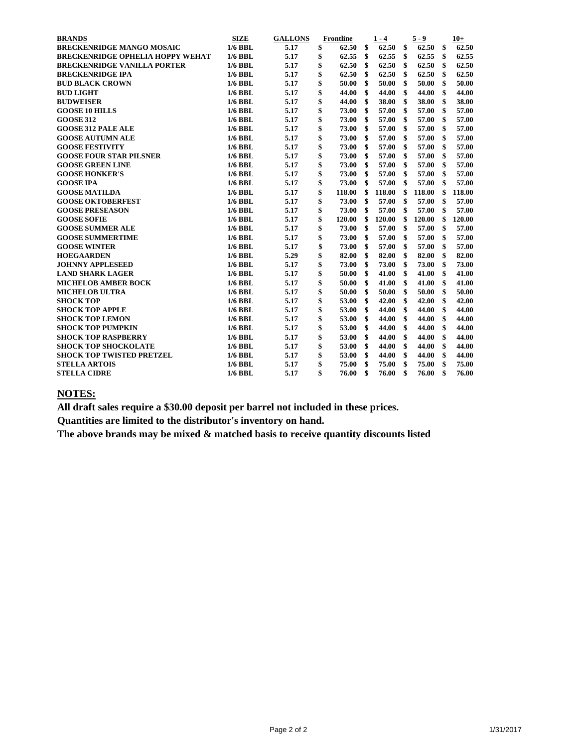| BRANDS | SIZE | GALLONS | Frontline | 1 - 4 | 5 - 9 | 10+ |
|---|---|---|---|---|---|---|
| BRECKENRIDGE MANGO MOSAIC | 1/6 BBL | 5.17 | $ 62.50 | $ 62.50 | $ 62.50 | $ 62.50 |
| BRECKENRIDGE OPHELIA HOPPY WEHAT | 1/6 BBL | 5.17 | $ 62.55 | $ 62.55 | $ 62.55 | $ 62.55 |
| BRECKENRIDGE VANILLA PORTER | 1/6 BBL | 5.17 | $ 62.50 | $ 62.50 | $ 62.50 | $ 62.50 |
| BRECKENRIDGE IPA | 1/6 BBL | 5.17 | $ 62.50 | $ 62.50 | $ 62.50 | $ 62.50 |
| BUD BLACK CROWN | 1/6 BBL | 5.17 | $ 50.00 | $ 50.00 | $ 50.00 | $ 50.00 |
| BUD LIGHT | 1/6 BBL | 5.17 | $ 44.00 | $ 44.00 | $ 44.00 | $ 44.00 |
| BUDWEISER | 1/6 BBL | 5.17 | $ 44.00 | $ 38.00 | $ 38.00 | $ 38.00 |
| GOOSE 10 HILLS | 1/6 BBL | 5.17 | $ 73.00 | $ 57.00 | $ 57.00 | $ 57.00 |
| GOOSE 312 | 1/6 BBL | 5.17 | $ 73.00 | $ 57.00 | $ 57.00 | $ 57.00 |
| GOOSE 312 PALE ALE | 1/6 BBL | 5.17 | $ 73.00 | $ 57.00 | $ 57.00 | $ 57.00 |
| GOOSE AUTUMN ALE | 1/6 BBL | 5.17 | $ 73.00 | $ 57.00 | $ 57.00 | $ 57.00 |
| GOOSE FESTIVITY | 1/6 BBL | 5.17 | $ 73.00 | $ 57.00 | $ 57.00 | $ 57.00 |
| GOOSE FOUR STAR PILSNER | 1/6 BBL | 5.17 | $ 73.00 | $ 57.00 | $ 57.00 | $ 57.00 |
| GOOSE GREEN LINE | 1/6 BBL | 5.17 | $ 73.00 | $ 57.00 | $ 57.00 | $ 57.00 |
| GOOSE HONKER'S | 1/6 BBL | 5.17 | $ 73.00 | $ 57.00 | $ 57.00 | $ 57.00 |
| GOOSE IPA | 1/6 BBL | 5.17 | $ 73.00 | $ 57.00 | $ 57.00 | $ 57.00 |
| GOOSE MATILDA | 1/6 BBL | 5.17 | $ 118.00 | $ 118.00 | $ 118.00 | $ 118.00 |
| GOOSE OKTOBERFEST | 1/6 BBL | 5.17 | $ 73.00 | $ 57.00 | $ 57.00 | $ 57.00 |
| GOOSE PRESEASON | 1/6 BBL | 5.17 | $ 73.00 | $ 57.00 | $ 57.00 | $ 57.00 |
| GOOSE SOFIE | 1/6 BBL | 5.17 | $ 120.00 | $ 120.00 | $ 120.00 | $ 120.00 |
| GOOSE SUMMER ALE | 1/6 BBL | 5.17 | $ 73.00 | $ 57.00 | $ 57.00 | $ 57.00 |
| GOOSE SUMMERTIME | 1/6 BBL | 5.17 | $ 73.00 | $ 57.00 | $ 57.00 | $ 57.00 |
| GOOSE WINTER | 1/6 BBL | 5.17 | $ 73.00 | $ 57.00 | $ 57.00 | $ 57.00 |
| HOEGAARDEN | 1/6 BBL | 5.29 | $ 82.00 | $ 82.00 | $ 82.00 | $ 82.00 |
| JOHNNY APPLESEED | 1/6 BBL | 5.17 | $ 73.00 | $ 73.00 | $ 73.00 | $ 73.00 |
| LAND SHARK LAGER | 1/6 BBL | 5.17 | $ 50.00 | $ 41.00 | $ 41.00 | $ 41.00 |
| MICHELOB AMBER BOCK | 1/6 BBL | 5.17 | $ 50.00 | $ 41.00 | $ 41.00 | $ 41.00 |
| MICHELOB ULTRA | 1/6 BBL | 5.17 | $ 50.00 | $ 50.00 | $ 50.00 | $ 50.00 |
| SHOCK TOP | 1/6 BBL | 5.17 | $ 53.00 | $ 42.00 | $ 42.00 | $ 42.00 |
| SHOCK TOP APPLE | 1/6 BBL | 5.17 | $ 53.00 | $ 44.00 | $ 44.00 | $ 44.00 |
| SHOCK TOP LEMON | 1/6 BBL | 5.17 | $ 53.00 | $ 44.00 | $ 44.00 | $ 44.00 |
| SHOCK TOP PUMPKIN | 1/6 BBL | 5.17 | $ 53.00 | $ 44.00 | $ 44.00 | $ 44.00 |
| SHOCK TOP RASPBERRY | 1/6 BBL | 5.17 | $ 53.00 | $ 44.00 | $ 44.00 | $ 44.00 |
| SHOCK TOP SHOCKOLATE | 1/6 BBL | 5.17 | $ 53.00 | $ 44.00 | $ 44.00 | $ 44.00 |
| SHOCK TOP TWISTED PRETZEL | 1/6 BBL | 5.17 | $ 53.00 | $ 44.00 | $ 44.00 | $ 44.00 |
| STELLA ARTOIS | 1/6 BBL | 5.17 | $ 75.00 | $ 75.00 | $ 75.00 | $ 75.00 |
| STELLA CIDRE | 1/6 BBL | 5.17 | $ 76.00 | $ 76.00 | $ 76.00 | $ 76.00 |

**NOTES:**

**All draft sales require a $30.00 deposit per barrel not included in these prices.**

**Quantities are limited to the distributor's inventory on hand.**

**The above brands may be mixed & matched basis to receive quantity discounts listed**